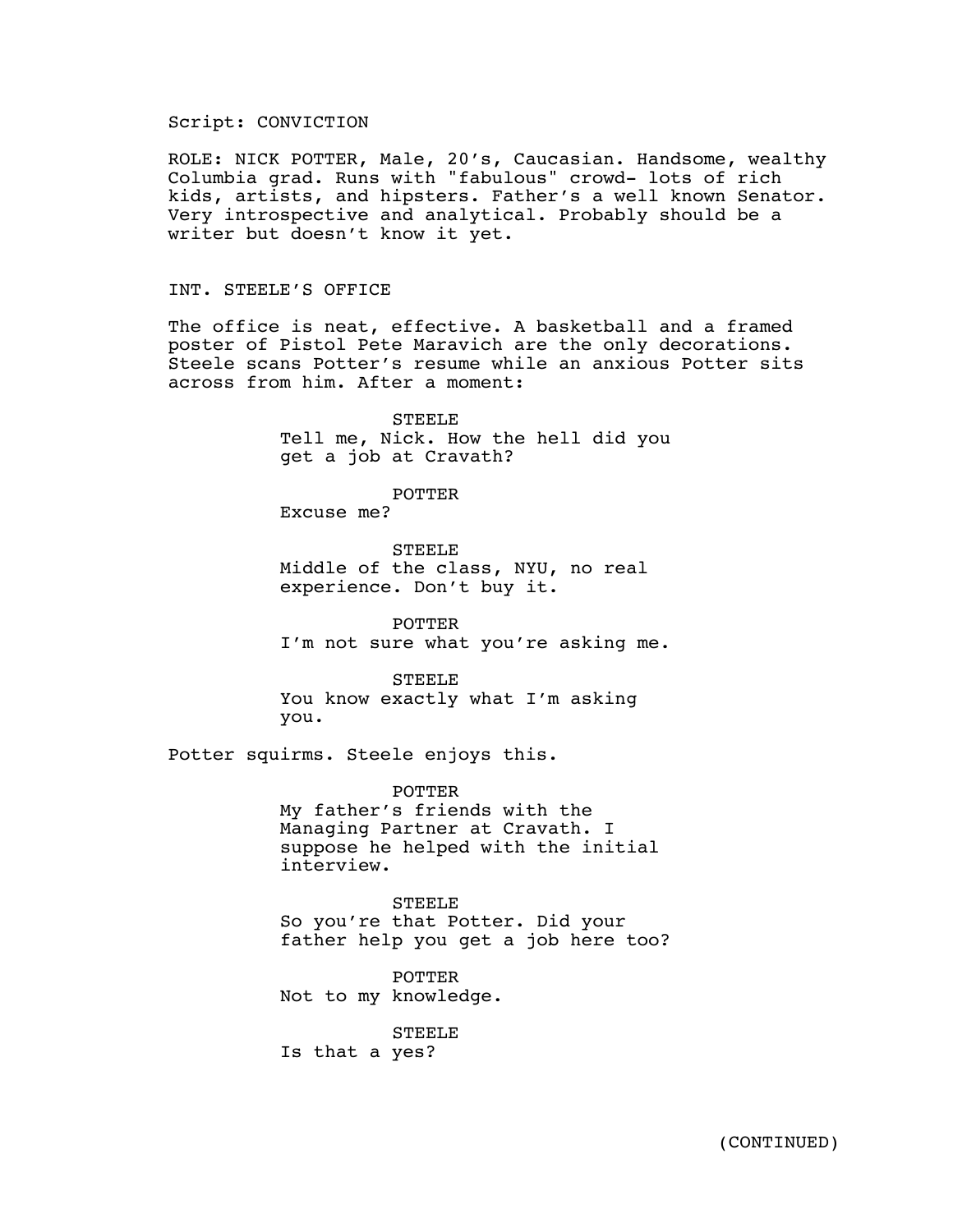Script: CONVICTION

ROLE: NICK POTTER, Male, 20's, Caucasian. Handsome, wealthy Columbia grad. Runs with "fabulous" crowd- lots of rich kids, artists, and hipsters. Father's a well known Senator. Very introspective and analytical. Probably should be a writer but doesn't know it yet.

INT. STEELE'S OFFICE

The office is neat, effective. A basketball and a framed poster of Pistol Pete Maravich are the only decorations. Steele scans Potter's resume while an anxious Potter sits across from him. After a moment:

STEELE
Tell me, Nick. How the hell did you get a job at Cravath?

POTTER
Excuse me?

STEELE
Middle of the class, NYU, no real experience. Don't buy it.

POTTER
I'm not sure what you're asking me.

STEELE
You know exactly what I'm asking you.

Potter squirms. Steele enjoys this.

POTTER
My father's friends with the Managing Partner at Cravath. I suppose he helped with the initial interview.

STEELE
So you're that Potter. Did your father help you get a job here too?

POTTER
Not to my knowledge.

STEELE
Is that a yes?

(CONTINUED)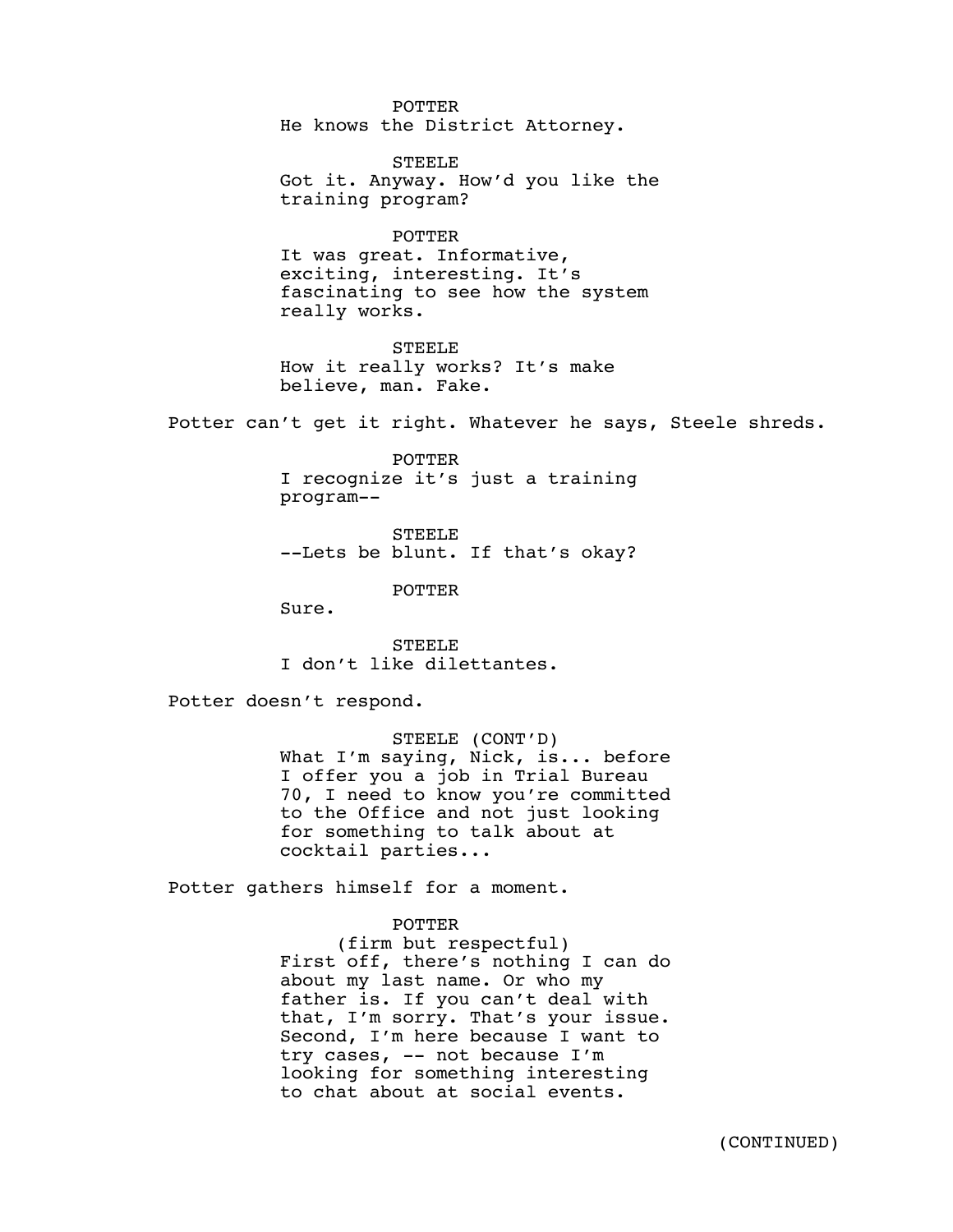POTTER
He knows the District Attorney.

STEELE
Got it. Anyway. How'd you like the training program?

POTTER
It was great. Informative, exciting, interesting. It's fascinating to see how the system really works.

STEELE
How it really works? It's make believe, man. Fake.

Potter can't get it right. Whatever he says, Steele shreds.

POTTER
I recognize it's just a training program--

STEELE
--Lets be blunt. If that's okay?

POTTER
Sure.

STEELE
I don't like dilettantes.

Potter doesn't respond.

STEELE (CONT'D)
What I'm saying, Nick, is... before I offer you a job in Trial Bureau 70, I need to know you're committed to the Office and not just looking for something to talk about at cocktail parties...

Potter gathers himself for a moment.

POTTER
(firm but respectful)
First off, there's nothing I can do about my last name. Or who my father is. If you can't deal with that, I'm sorry. That's your issue. Second, I'm here because I want to try cases, -- not because I'm looking for something interesting to chat about at social events.

(CONTINUED)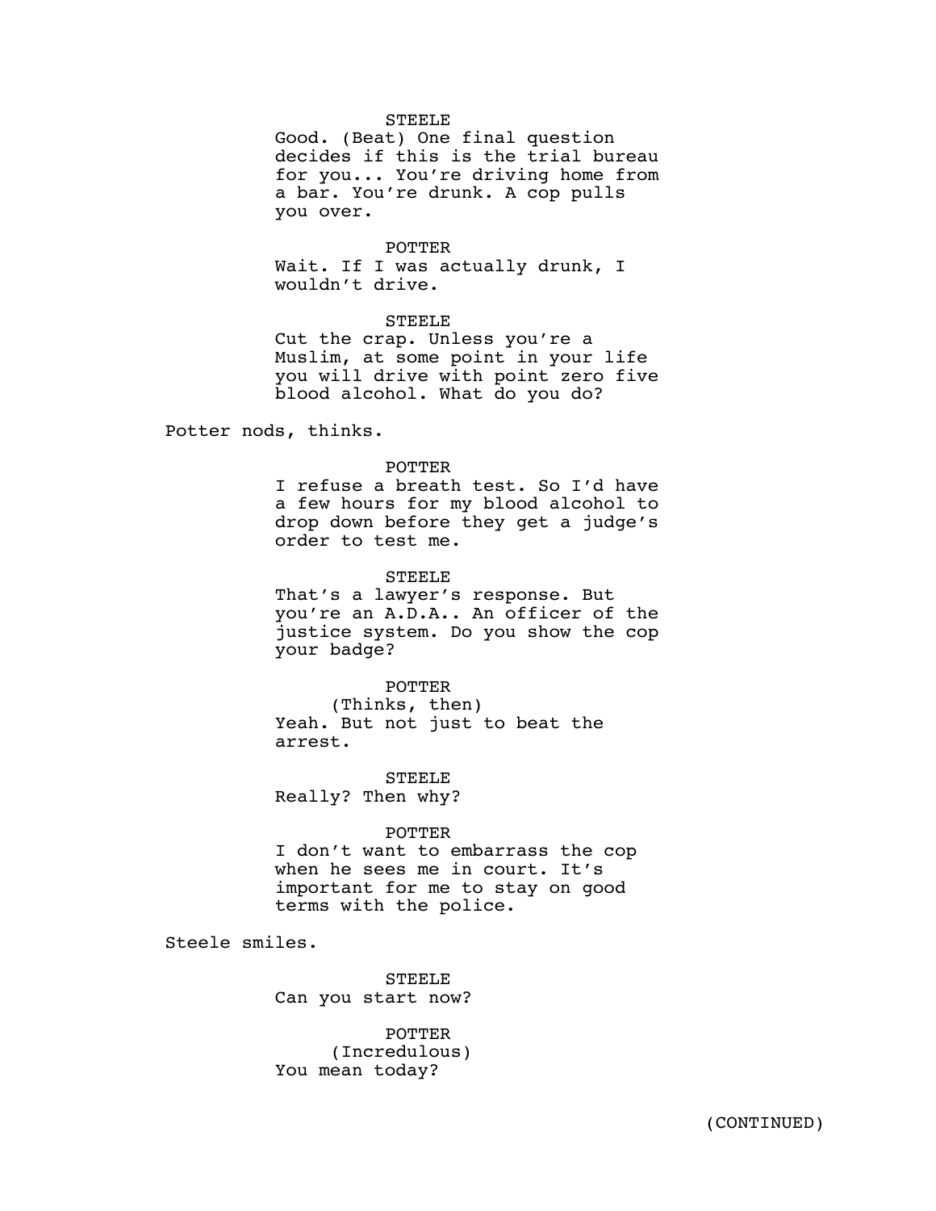STEELE

Good. (Beat) One final question decides if this is the trial bureau for you... You're driving home from a bar. You're drunk. A cop pulls you over.

POTTER

Wait. If I was actually drunk, I wouldn't drive.

STEELE

Cut the crap. Unless you're a Muslim, at some point in your life you will drive with point zero five blood alcohol. What do you do?

Potter nods, thinks.

POTTER

I refuse a breath test. So I'd have a few hours for my blood alcohol to drop down before they get a judge's order to test me.

STEELE

That's a lawyer's response. But you're an A.D.A.. An officer of the justice system. Do you show the cop your badge?

POTTER

(Thinks, then)

Yeah. But not just to beat the arrest.

STEELE

Really? Then why?

POTTER

I don't want to embarrass the cop when he sees me in court. It's important for me to stay on good terms with the police.

Steele smiles.

STEELE

Can you start now?

POTTER

(Incredulous)

You mean today?

(CONTINUED)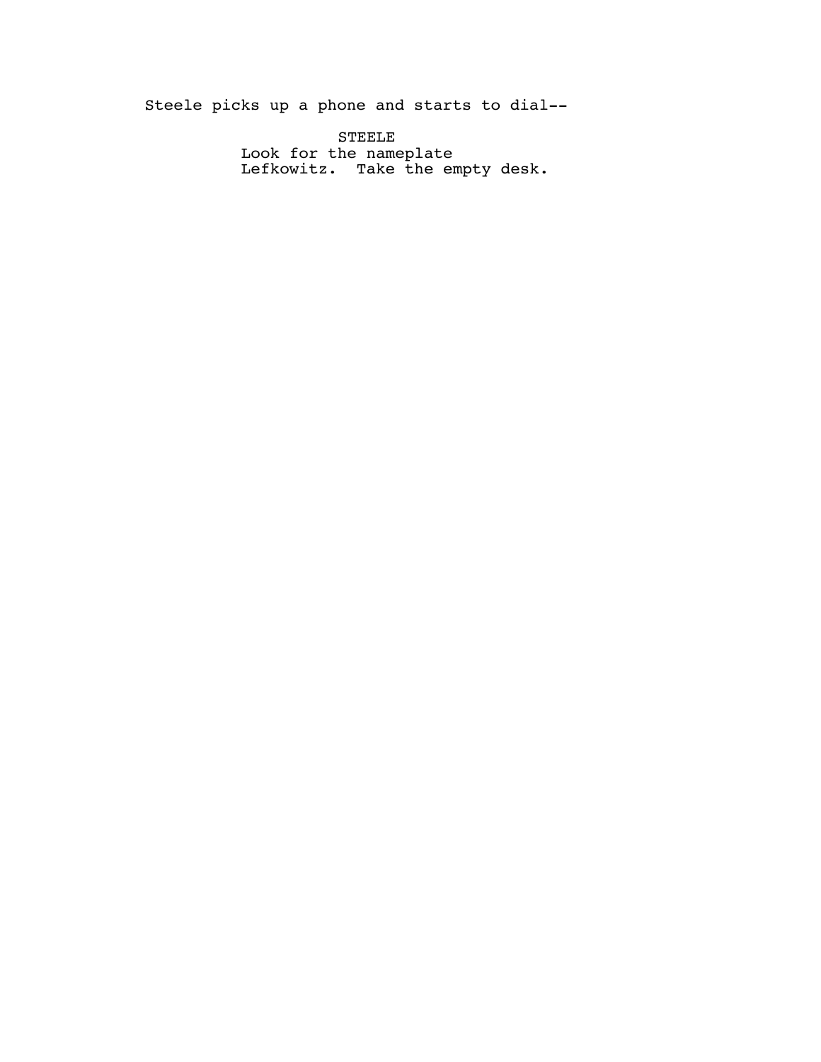Steele picks up a phone and starts to dial--

STEELE
Look for the nameplate
Lefkowitz.  Take the empty desk.